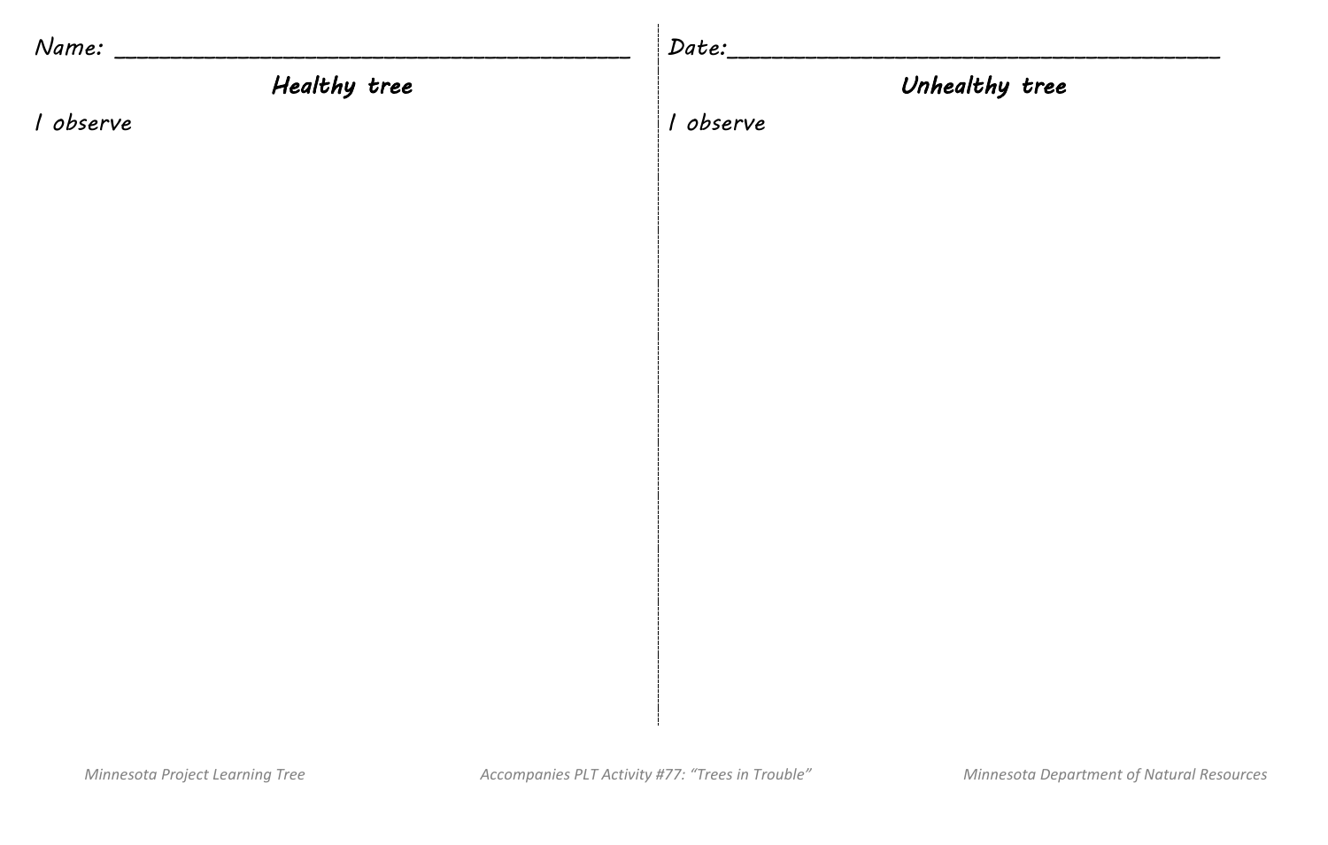Name: ________________________________________

Date: ________________________________________

## Healthy tree

I observe

## Unhealthy tree

I observe

*Minnesota Project Learning Tree* *Accompanies PLT Activity #77: "Trees in Trouble"* *Minnesota Department of Natural Resources*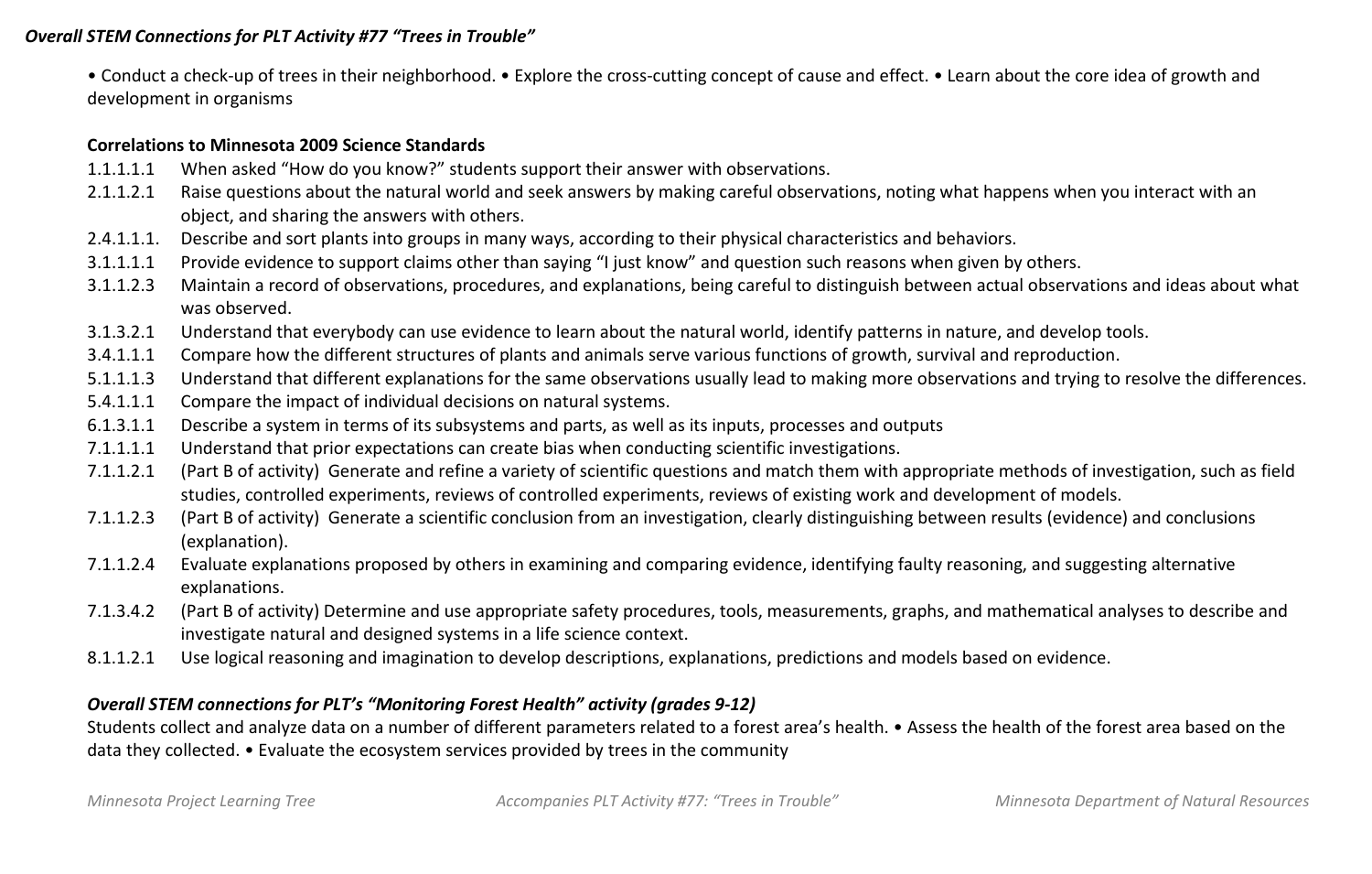***Overall STEM Connections for PLT Activity #77 "Trees in Trouble"***

• Conduct a check-up of trees in their neighborhood. • Explore the cross-cutting concept of cause and effect. • Learn about the core idea of growth and development in organisms

**Correlations to Minnesota 2009 Science Standards**

| | |
|---|---|
| 1.1.1.1.1 | When asked "How do you know?" students support their answer with observations. |
| 2.1.1.2.1 | Raise questions about the natural world and seek answers by making careful observations, noting what happens when you interact with an object, and sharing the answers with others. |
| 2.4.1.1.1. | Describe and sort plants into groups in many ways, according to their physical characteristics and behaviors. |
| 3.1.1.1.1 | Provide evidence to support claims other than saying "I just know" and question such reasons when given by others. |
| 3.1.1.2.3 | Maintain a record of observations, procedures, and explanations, being careful to distinguish between actual observations and ideas about what was observed. |
| 3.1.3.2.1 | Understand that everybody can use evidence to learn about the natural world, identify patterns in nature, and develop tools. |
| 3.4.1.1.1 | Compare how the different structures of plants and animals serve various functions of growth, survival and reproduction. |
| 5.1.1.1.3 | Understand that different explanations for the same observations usually lead to making more observations and trying to resolve the differences. |
| 5.4.1.1.1 | Compare the impact of individual decisions on natural systems. |
| 6.1.3.1.1 | Describe a system in terms of its subsystems and parts, as well as its inputs, processes and outputs |
| 7.1.1.1.1 | Understand that prior expectations can create bias when conducting scientific investigations. |
| 7.1.1.2.1 | (Part B of activity) Generate and refine a variety of scientific questions and match them with appropriate methods of investigation, such as field studies, controlled experiments, reviews of controlled experiments, reviews of existing work and development of models. |
| 7.1.1.2.3 | (Part B of activity) Generate a scientific conclusion from an investigation, clearly distinguishing between results (evidence) and conclusions (explanation). |
| 7.1.1.2.4 | Evaluate explanations proposed by others in examining and comparing evidence, identifying faulty reasoning, and suggesting alternative explanations. |
| 7.1.3.4.2 | (Part B of activity) Determine and use appropriate safety procedures, tools, measurements, graphs, and mathematical analyses to describe and investigate natural and designed systems in a life science context. |
| 8.1.1.2.1 | Use logical reasoning and imagination to develop descriptions, explanations, predictions and models based on evidence. |

***Overall STEM connections for PLT's "Monitoring Forest Health" activity (grades 9-12)***

Students collect and analyze data on a number of different parameters related to a forest area's health. • Assess the health of the forest area based on the data they collected. • Evaluate the ecosystem services provided by trees in the community